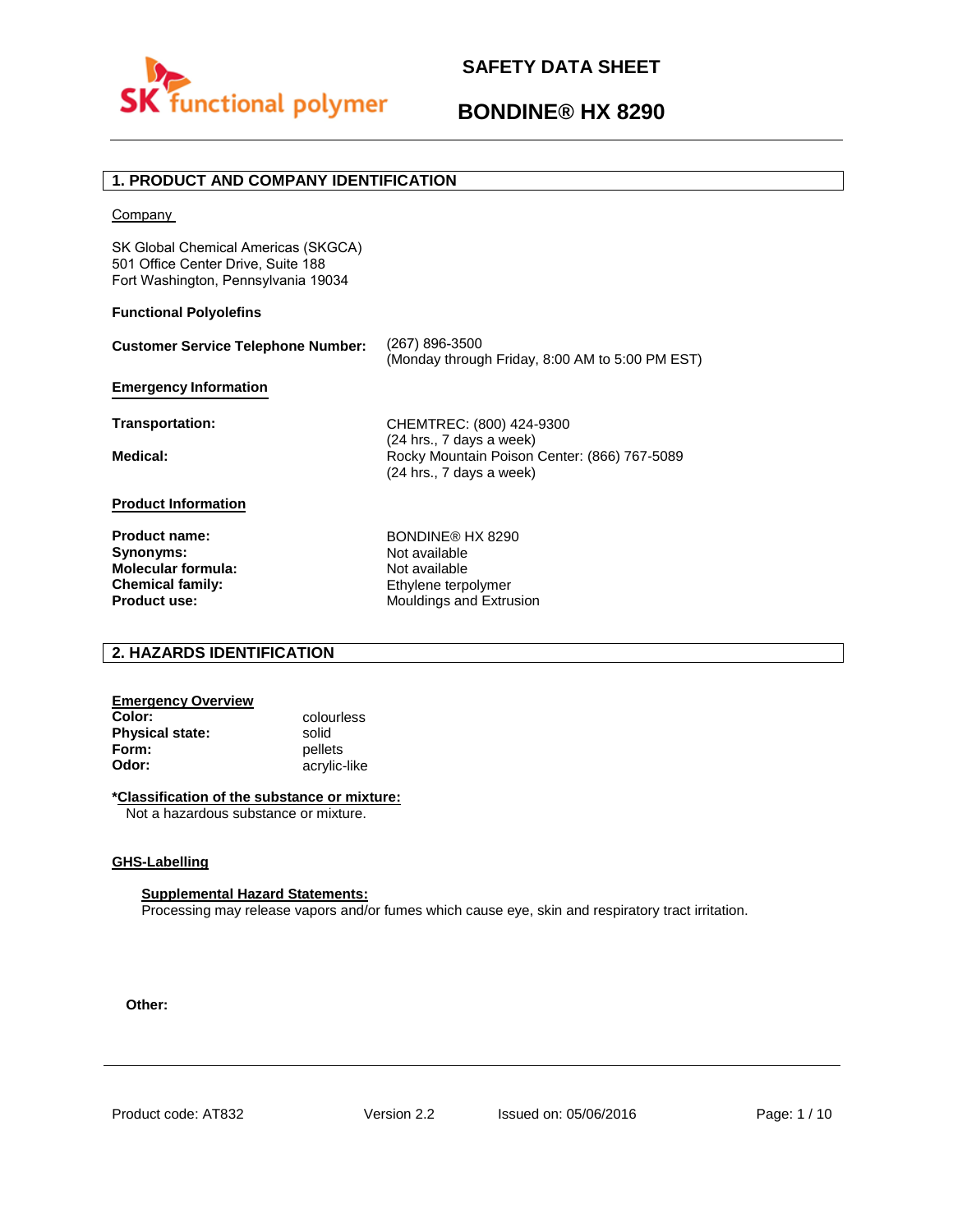# SAFETY DATA SHEET

# BONDINE® HX 8290

## 1. PRODUCT AND COMPANY IDENTIFICATION

Company

SK Global Chemical Americas (SKGCA)
501 Office Center Drive, Suite 188
Fort Washington, Pennsylvania 19034

**Functional Polyolefins**

| | |
|---|---|
| **Customer Service Telephone Number:** | (267) 896-3500<br>(Monday through Friday, 8:00 AM to 5:00 PM EST) |

**Emergency Information**

| | |
|---|---|
| **Transportation:** | CHEMTREC: (800) 424-9300<br>(24 hrs., 7 days a week) |
| **Medical:** | Rocky Mountain Poison Center: (866) 767-5089<br>(24 hrs., 7 days a week) |

**Product Information**

| | |
|---|---|
| **Product name:** | BONDINE® HX 8290 |
| **Synonyms:** | Not available |
| **Molecular formula:** | Not available |
| **Chemical family:** | Ethylene terpolymer |
| **Product use:** | Mouldings and Extrusion |

## 2. HAZARDS IDENTIFICATION

**Emergency Overview**

| | |
|---|---|
| **Color:** | colourless |
| **Physical state:** | solid |
| **Form:** | pellets |
| **Odor:** | acrylic-like |

**\*Classification of the substance or mixture:**

Not a hazardous substance or mixture.

**GHS-Labelling**

**Supplemental Hazard Statements:**

Processing may release vapors and/or fumes which cause eye, skin and respiratory tract irritation.

**Other:**

Product code: AT832 | Version 2.2 | Issued on: 05/06/2016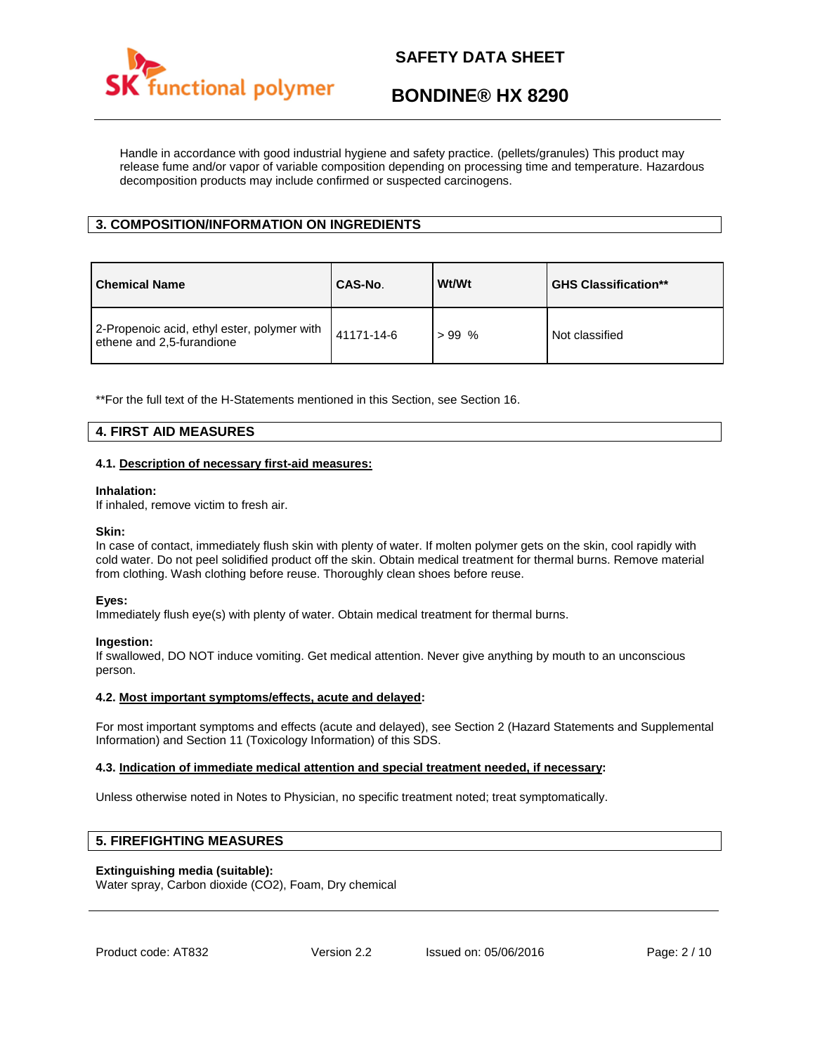Handle in accordance with good industrial hygiene and safety practice. (pellets/granules) This product may release fume and/or vapor of variable composition depending on processing time and temperature. Hazardous decomposition products may include confirmed or suspected carcinogens.

## 3. COMPOSITION/INFORMATION ON INGREDIENTS

| Chemical Name | CAS-No. | Wt/Wt | GHS Classification** |
|---|---|---|---|
| 2-Propenoic acid, ethyl ester, polymer with ethene and 2,5-furandione | 41171-14-6 | > 99 % | Not classified |

**For the full text of the H-Statements mentioned in this Section, see Section 16.

## 4. FIRST AID MEASURES

### 4.1. Description of necessary first-aid measures:

**Inhalation:**
If inhaled, remove victim to fresh air.

**Skin:**
In case of contact, immediately flush skin with plenty of water. If molten polymer gets on the skin, cool rapidly with cold water. Do not peel solidified product off the skin. Obtain medical treatment for thermal burns. Remove material from clothing. Wash clothing before reuse. Thoroughly clean shoes before reuse.

**Eyes:**
Immediately flush eye(s) with plenty of water. Obtain medical treatment for thermal burns.

**Ingestion:**
If swallowed, DO NOT induce vomiting. Get medical attention. Never give anything by mouth to an unconscious person.

### 4.2. Most important symptoms/effects, acute and delayed:

For most important symptoms and effects (acute and delayed), see Section 2 (Hazard Statements and Supplemental Information) and Section 11 (Toxicology Information) of this SDS.

### 4.3. Indication of immediate medical attention and special treatment needed, if necessary:

Unless otherwise noted in Notes to Physician, no specific treatment noted; treat symptomatically.

## 5. FIREFIGHTING MEASURES

**Extinguishing media (suitable):**
Water spray, Carbon dioxide ($CO_2$), Foam, Dry chemical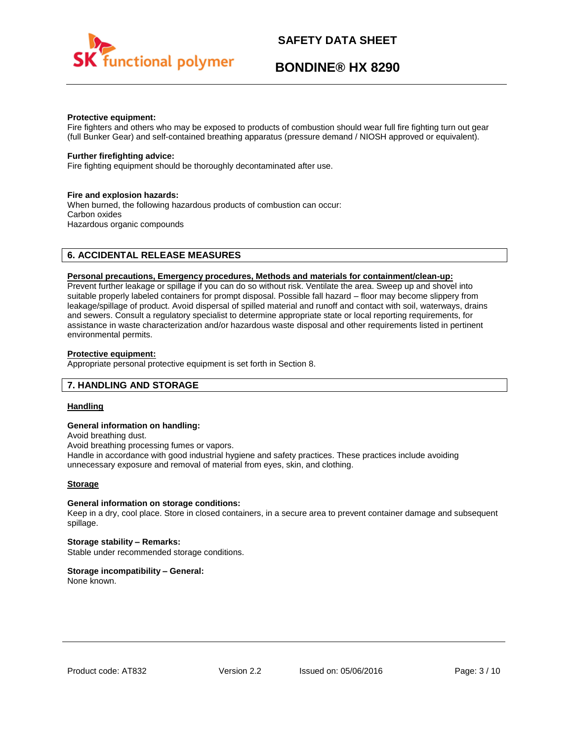**Protective equipment:**
Fire fighters and others who may be exposed to products of combustion should wear full fire fighting turn out gear (full Bunker Gear) and self-contained breathing apparatus (pressure demand / NIOSH approved or equivalent).

**Further firefighting advice:**
Fire fighting equipment should be thoroughly decontaminated after use.

**Fire and explosion hazards:**
When burned, the following hazardous products of combustion can occur:
Carbon oxides
Hazardous organic compounds

## 6. ACCIDENTAL RELEASE MEASURES

**Personal precautions, Emergency procedures, Methods and materials for containment/clean-up:**
Prevent further leakage or spillage if you can do so without risk. Ventilate the area. Sweep up and shovel into suitable properly labeled containers for prompt disposal. Possible fall hazard – floor may become slippery from leakage/spillage of product. Avoid dispersal of spilled material and runoff and contact with soil, waterways, drains and sewers. Consult a regulatory specialist to determine appropriate state or local reporting requirements, for assistance in waste characterization and/or hazardous waste disposal and other requirements listed in pertinent environmental permits.

**Protective equipment:**
Appropriate personal protective equipment is set forth in Section 8.

## 7. HANDLING AND STORAGE

**Handling**

**General information on handling:**
Avoid breathing dust.
Avoid breathing processing fumes or vapors.
Handle in accordance with good industrial hygiene and safety practices. These practices include avoiding unnecessary exposure and removal of material from eyes, skin, and clothing.

**Storage**

**General information on storage conditions:**
Keep in a dry, cool place. Store in closed containers, in a secure area to prevent container damage and subsequent spillage.

**Storage stability – Remarks:**
Stable under recommended storage conditions.

**Storage incompatibility – General:**
None known.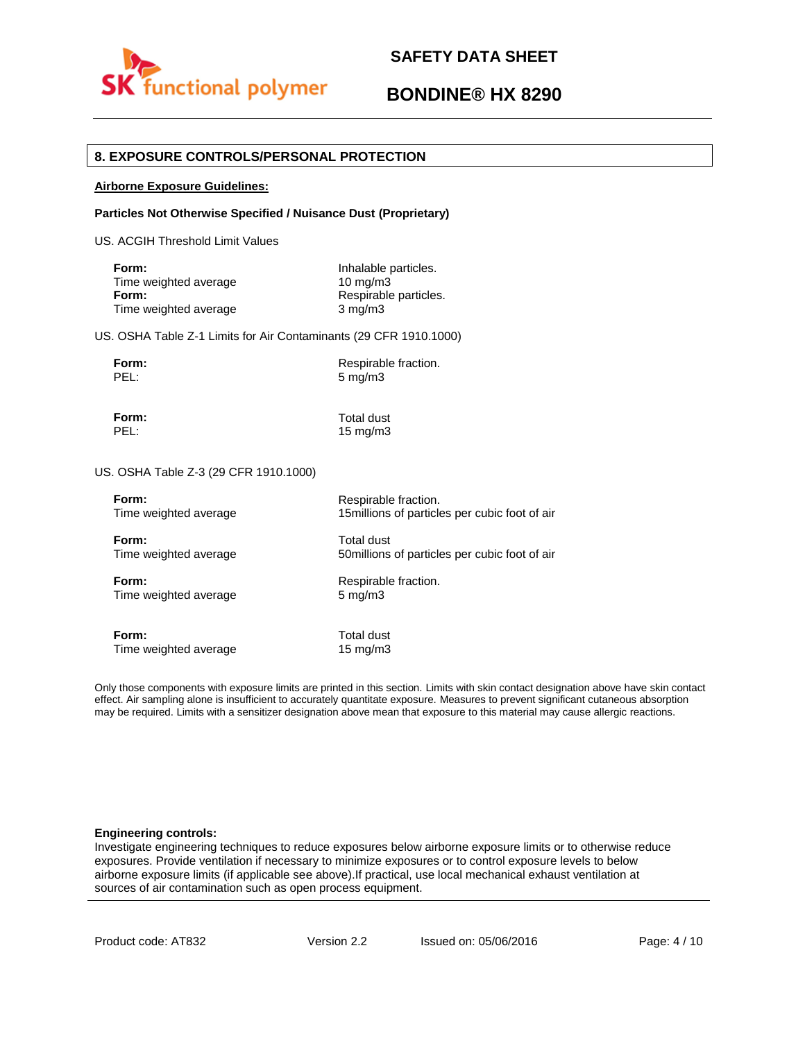## 8. EXPOSURE CONTROLS/PERSONAL PROTECTION

**Airborne Exposure Guidelines:**

**Particles Not Otherwise Specified / Nuisance Dust (Proprietary)**

US. ACGIH Threshold Limit Values

| | |
|---|---|
| **Form:** | Inhalable particles. |
| Time weighted average | 10 mg/m3 |
| **Form:** | Respirable particles. |
| Time weighted average | 3 mg/m3 |

US. OSHA Table Z-1 Limits for Air Contaminants (29 CFR 1910.1000)

| | |
|---|---|
| **Form:** | Respirable fraction. |
| PEL: | 5 mg/m3 |
| **Form:** | Total dust |
| PEL: | 15 mg/m3 |

US. OSHA Table Z-3 (29 CFR 1910.1000)

| | |
|---|---|
| **Form:** | Respirable fraction. |
| Time weighted average | 15millions of particles per cubic foot of air |
| **Form:** | Total dust |
| Time weighted average | 50millions of particles per cubic foot of air |
| **Form:** | Respirable fraction. |
| Time weighted average | 5 mg/m3 |
| **Form:** | Total dust |
| Time weighted average | 15 mg/m3 |

Only those components with exposure limits are printed in this section. Limits with skin contact designation above have skin contact effect. Air sampling alone is insufficient to accurately quantitate exposure. Measures to prevent significant cutaneous absorption may be required. Limits with a sensitizer designation above mean that exposure to this material may cause allergic reactions.

**Engineering controls:**
Investigate engineering techniques to reduce exposures below airborne exposure limits or to otherwise reduce exposures. Provide ventilation if necessary to minimize exposures or to control exposure levels to below airborne exposure limits (if applicable see above).If practical, use local mechanical exhaust ventilation at sources of air contamination such as open process equipment.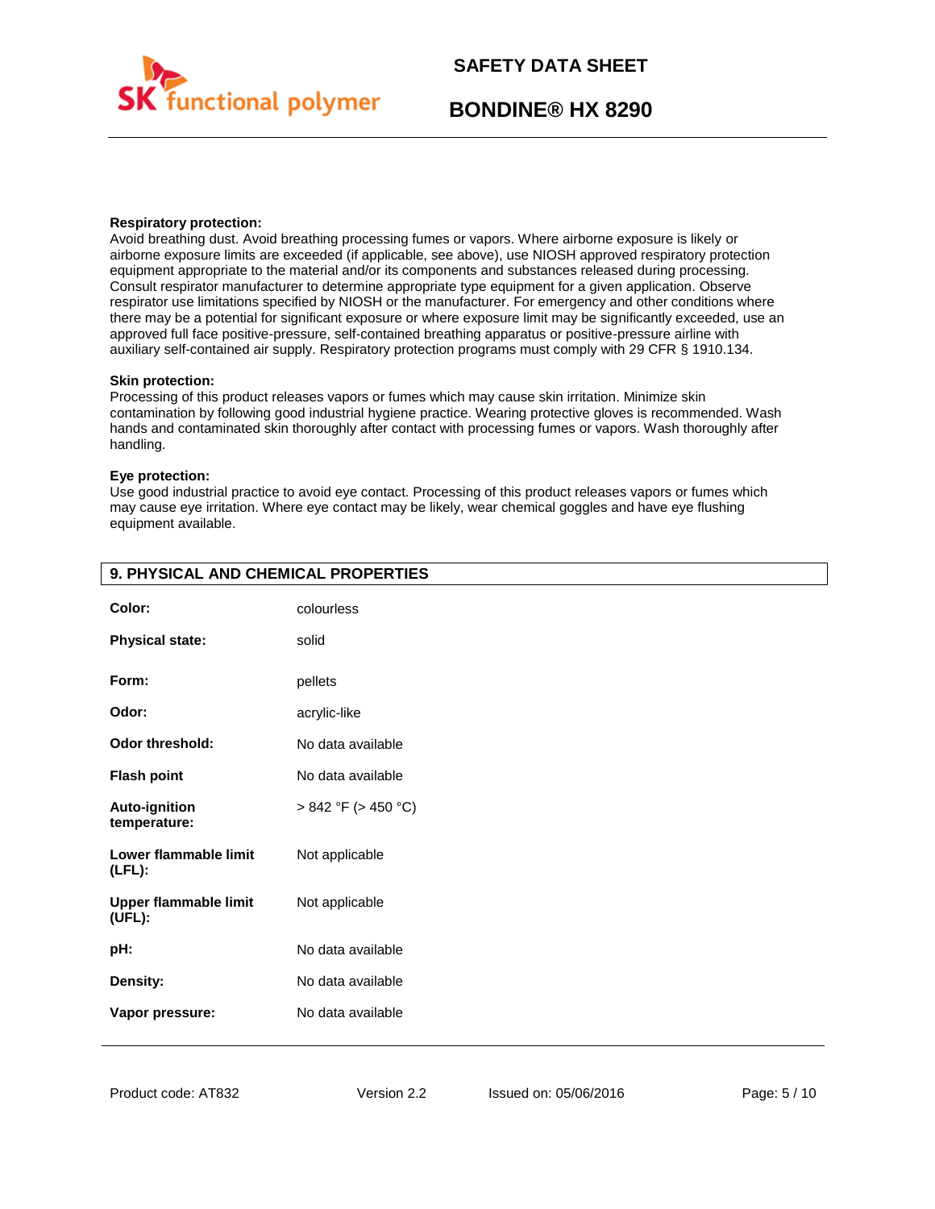**Respiratory protection:**
Avoid breathing dust. Avoid breathing processing fumes or vapors. Where airborne exposure is likely or airborne exposure limits are exceeded (if applicable, see above), use NIOSH approved respiratory protection equipment appropriate to the material and/or its components and substances released during processing. Consult respirator manufacturer to determine appropriate type equipment for a given application. Observe respirator use limitations specified by NIOSH or the manufacturer. For emergency and other conditions where there may be a potential for significant exposure or where exposure limit may be significantly exceeded, use an approved full face positive-pressure, self-contained breathing apparatus or positive-pressure airline with auxiliary self-contained air supply. Respiratory protection programs must comply with 29 CFR § 1910.134.

**Skin protection:**
Processing of this product releases vapors or fumes which may cause skin irritation. Minimize skin contamination by following good industrial hygiene practice. Wearing protective gloves is recommended. Wash hands and contaminated skin thoroughly after contact with processing fumes or vapors. Wash thoroughly after handling.

**Eye protection:**
Use good industrial practice to avoid eye contact. Processing of this product releases vapors or fumes which may cause eye irritation. Where eye contact may be likely, wear chemical goggles and have eye flushing equipment available.

## 9. PHYSICAL AND CHEMICAL PROPERTIES

| | |
|---|---|
| **Color:** | colourless |
| **Physical state:** | solid |
| **Form:** | pellets |
| **Odor:** | acrylic-like |
| **Odor threshold:** | No data available |
| **Flash point** | No data available |
| **Auto-ignition temperature:** | > 842 °F (> 450 °C) |
| **Lower flammable limit (LFL):** | Not applicable |
| **Upper flammable limit (UFL):** | Not applicable |
| **pH:** | No data available |
| **Density:** | No data available |
| **Vapor pressure:** | No data available |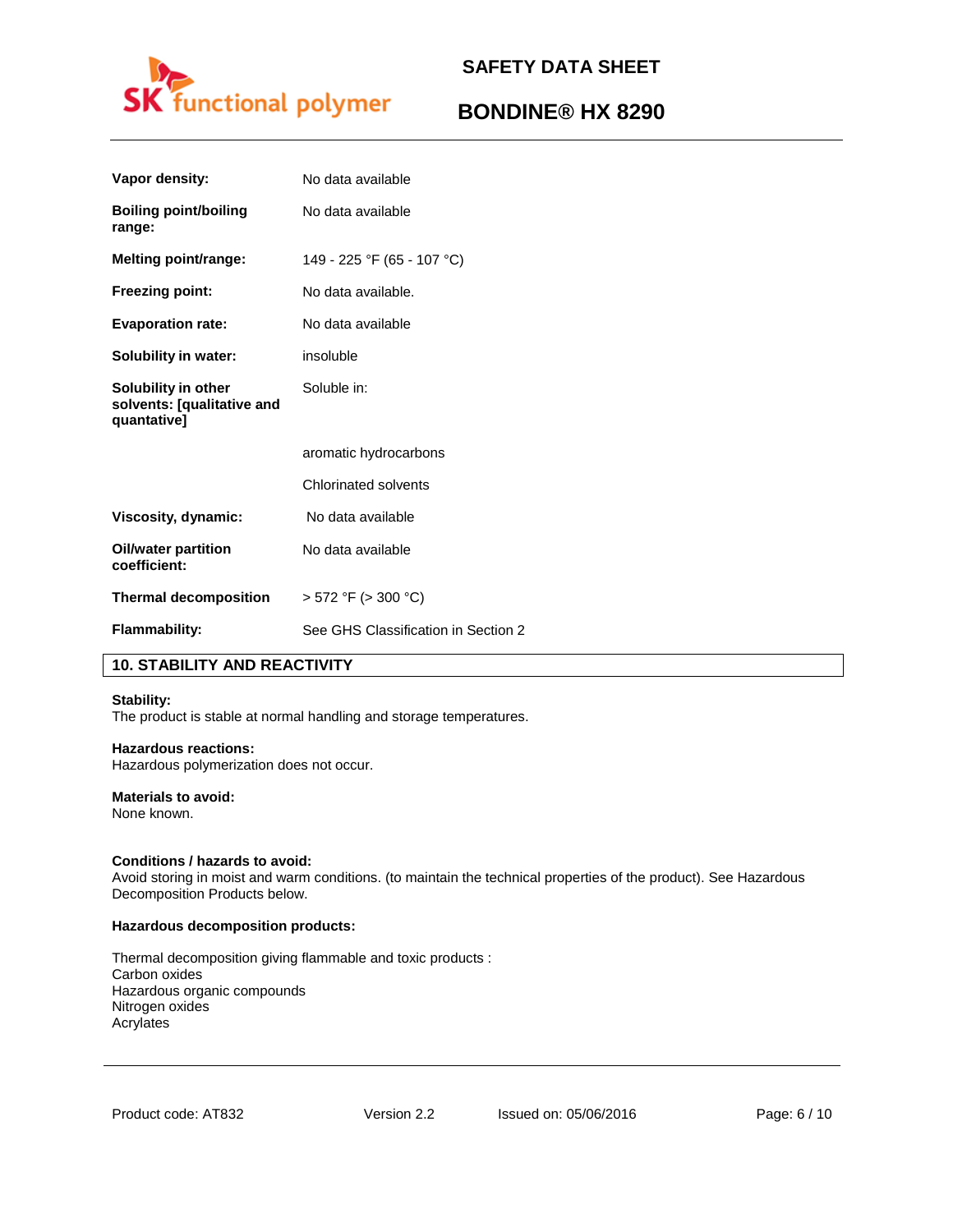| | |
|---|---|
| **Vapor density:** | No data available |
| **Boiling point/boiling range:** | No data available |
| **Melting point/range:** | 149 - 225 °F (65 - 107 °C) |
| **Freezing point:** | No data available. |
| **Evaporation rate:** | No data available |
| **Solubility in water:** | insoluble |
| **Solubility in other solvents: [qualitative and quantative]** | Soluble in: |
| | aromatic hydrocarbons |
| | Chlorinated solvents |
| **Viscosity, dynamic:** | No data available |
| **Oil/water partition coefficient:** | No data available |
| **Thermal decomposition** | > 572 °F (> 300 °C) |
| **Flammability:** | See GHS Classification in Section 2 |

## 10. STABILITY AND REACTIVITY

**Stability:**
The product is stable at normal handling and storage temperatures.

**Hazardous reactions:**
Hazardous polymerization does not occur.

**Materials to avoid:**
None known.

**Conditions / hazards to avoid:**
Avoid storing in moist and warm conditions. (to maintain the technical properties of the product). See Hazardous Decomposition Products below.

**Hazardous decomposition products:**

Thermal decomposition giving flammable and toxic products :
Carbon oxides
Hazardous organic compounds
Nitrogen oxides
Acrylates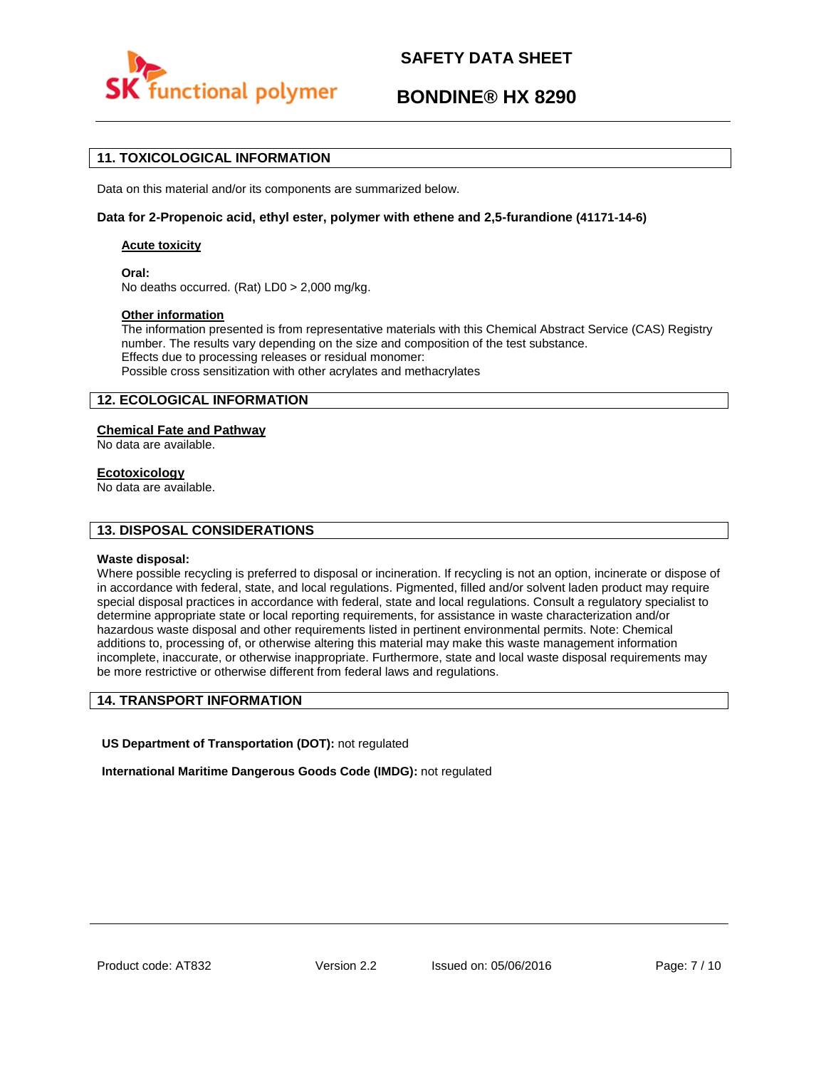## 11. TOXICOLOGICAL INFORMATION

Data on this material and/or its components are summarized below.

**Data for 2-Propenoic acid, ethyl ester, polymer with ethene and 2,5-furandione (41171-14-6)**

**Acute toxicity**

**Oral:**
No deaths occurred. (Rat) LD0 > 2,000 mg/kg.

**Other information**
The information presented is from representative materials with this Chemical Abstract Service (CAS) Registry number. The results vary depending on the size and composition of the test substance.
Effects due to processing releases or residual monomer:
Possible cross sensitization with other acrylates and methacrylates

## 12. ECOLOGICAL INFORMATION

**Chemical Fate and Pathway**
No data are available.

**Ecotoxicology**
No data are available.

## 13. DISPOSAL CONSIDERATIONS

**Waste disposal:**
Where possible recycling is preferred to disposal or incineration. If recycling is not an option, incinerate or dispose of in accordance with federal, state, and local regulations. Pigmented, filled and/or solvent laden product may require special disposal practices in accordance with federal, state and local regulations. Consult a regulatory specialist to determine appropriate state or local reporting requirements, for assistance in waste characterization and/or hazardous waste disposal and other requirements listed in pertinent environmental permits. Note: Chemical additions to, processing of, or otherwise altering this material may make this waste management information incomplete, inaccurate, or otherwise inappropriate. Furthermore, state and local waste disposal requirements may be more restrictive or otherwise different from federal laws and regulations.

## 14. TRANSPORT INFORMATION

**US Department of Transportation (DOT):** not regulated

**International Maritime Dangerous Goods Code (IMDG):** not regulated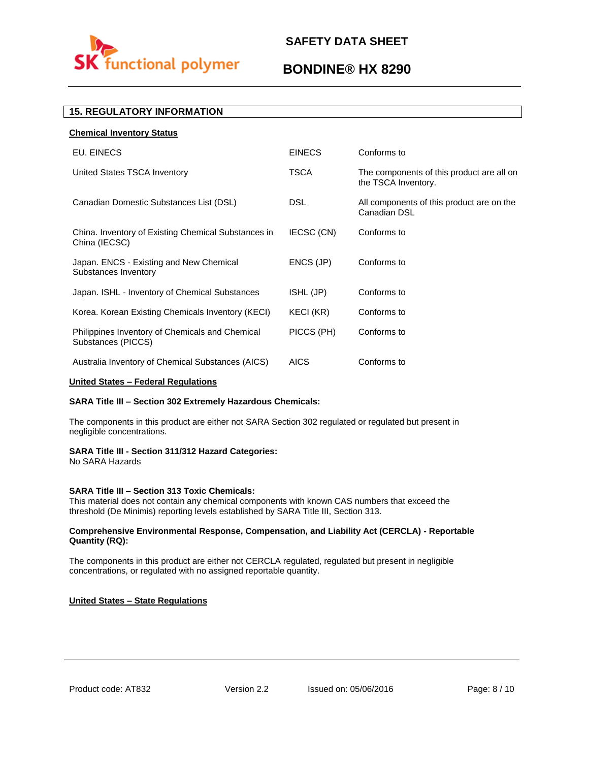## 15. REGULATORY INFORMATION

**Chemical Inventory Status**

| | | |
|---|---|---|
| EU. EINECS | EINECS | Conforms to |
| United States TSCA Inventory | TSCA | The components of this product are all on the TSCA Inventory. |
| Canadian Domestic Substances List (DSL) | DSL | All components of this product are on the Canadian DSL |
| China. Inventory of Existing Chemical Substances in China (IECSC) | IECSC (CN) | Conforms to |
| Japan. ENCS - Existing and New Chemical Substances Inventory | ENCS (JP) | Conforms to |
| Japan. ISHL - Inventory of Chemical Substances | ISHL (JP) | Conforms to |
| Korea. Korean Existing Chemicals Inventory (KECI) | KECI (KR) | Conforms to |
| Philippines Inventory of Chemicals and Chemical Substances (PICCS) | PICCS (PH) | Conforms to |
| Australia Inventory of Chemical Substances (AICS) | AICS | Conforms to |

**United States – Federal Regulations**

**SARA Title III – Section 302 Extremely Hazardous Chemicals:**

The components in this product are either not SARA Section 302 regulated or regulated but present in negligible concentrations.

**SARA Title III - Section 311/312 Hazard Categories:**
No SARA Hazards

**SARA Title III – Section 313 Toxic Chemicals:**
This material does not contain any chemical components with known CAS numbers that exceed the threshold (De Minimis) reporting levels established by SARA Title III, Section 313.

**Comprehensive Environmental Response, Compensation, and Liability Act (CERCLA) - Reportable Quantity (RQ):**

The components in this product are either not CERCLA regulated, regulated but present in negligible concentrations, or regulated with no assigned reportable quantity.

**United States – State Regulations**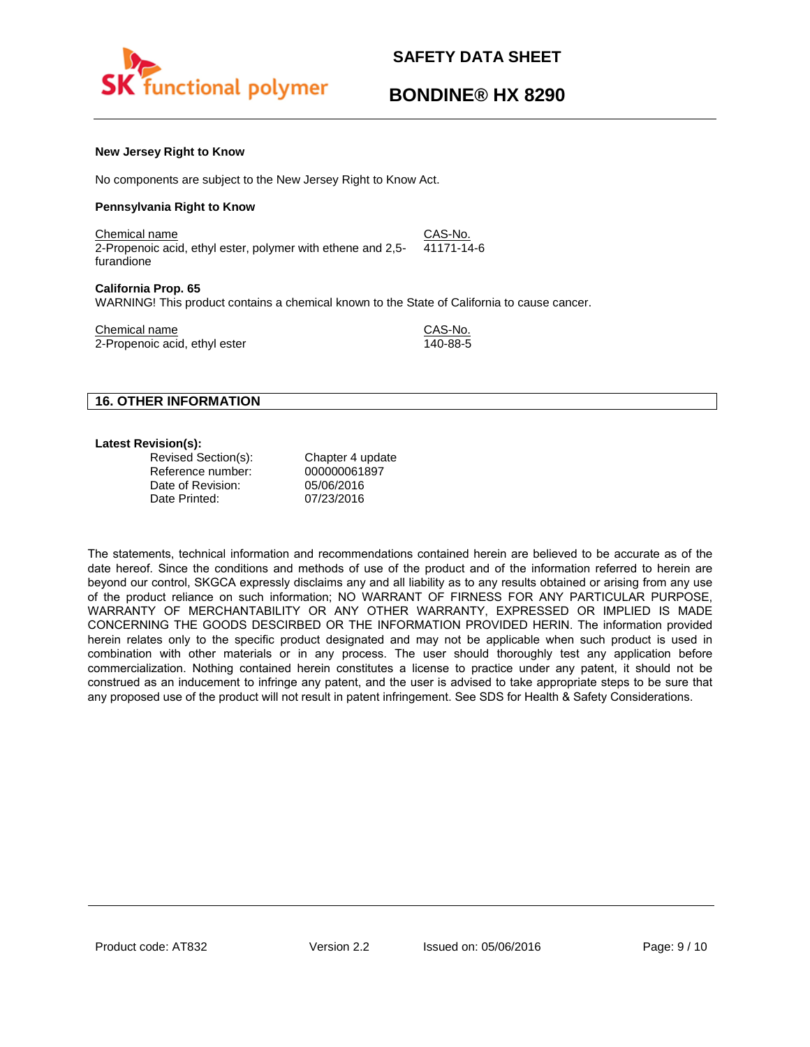**New Jersey Right to Know**

No components are subject to the New Jersey Right to Know Act.

**Pennsylvania Right to Know**

| Chemical name | CAS-No. |
| --- | --- |
| 2-Propenoic acid, ethyl ester, polymer with ethene and 2,5-furandione | 41171-14-6 |

**California Prop. 65**

WARNING! This product contains a chemical known to the State of California to cause cancer.

| Chemical name | CAS-No. |
| --- | --- |
| 2-Propenoic acid, ethyl ester | 140-88-5 |

## 16. OTHER INFORMATION

**Latest Revision(s):**

| | |
| --- | --- |
| Revised Section(s): | Chapter 4 update |
| Reference number: | 000000061897 |
| Date of Revision: | 05/06/2016 |
| Date Printed: | 07/23/2016 |

The statements, technical information and recommendations contained herein are believed to be accurate as of the date hereof. Since the conditions and methods of use of the product and of the information referred to herein are beyond our control, SKGCA expressly disclaims any and all liability as to any results obtained or arising from any use of the product reliance on such information; NO WARRANT OF FIRNESS FOR ANY PARTICULAR PURPOSE, WARRANTY OF MERCHANTABILITY OR ANY OTHER WARRANTY, EXPRESSED OR IMPLIED IS MADE CONCERNING THE GOODS DESCIRBED OR THE INFORMATION PROVIDED HERIN. The information provided herein relates only to the specific product designated and may not be applicable when such product is used in combination with other materials or in any process. The user should thoroughly test any application before commercialization. Nothing contained herein constitutes a license to practice under any patent, it should not be construed as an inducement to infringe any patent, and the user is advised to take appropriate steps to be sure that any proposed use of the product will not result in patent infringement. See SDS for Health & Safety Considerations.